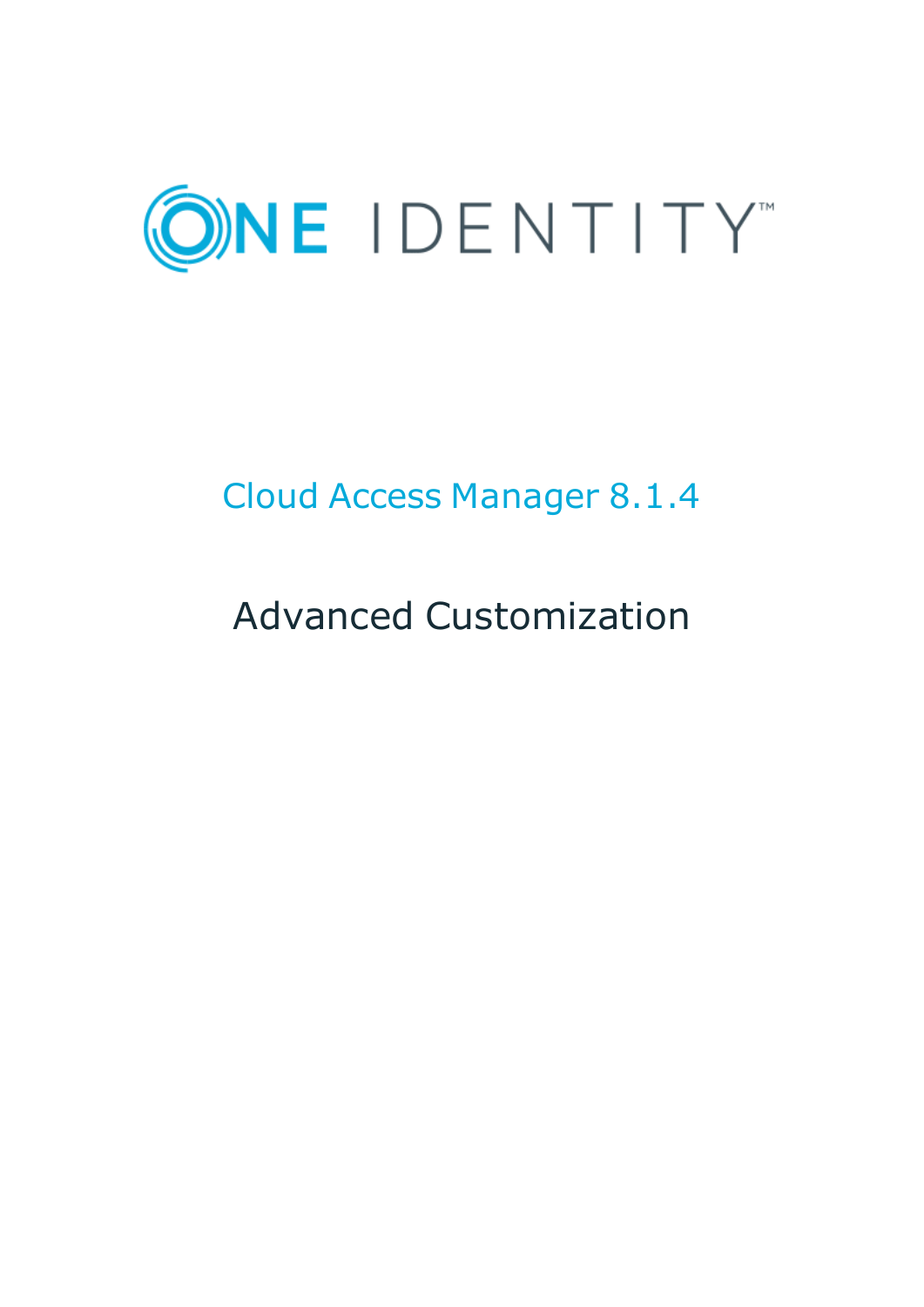ONE IDENTITY

# Cloud Access Manager 8.1.4

## Advanced Customization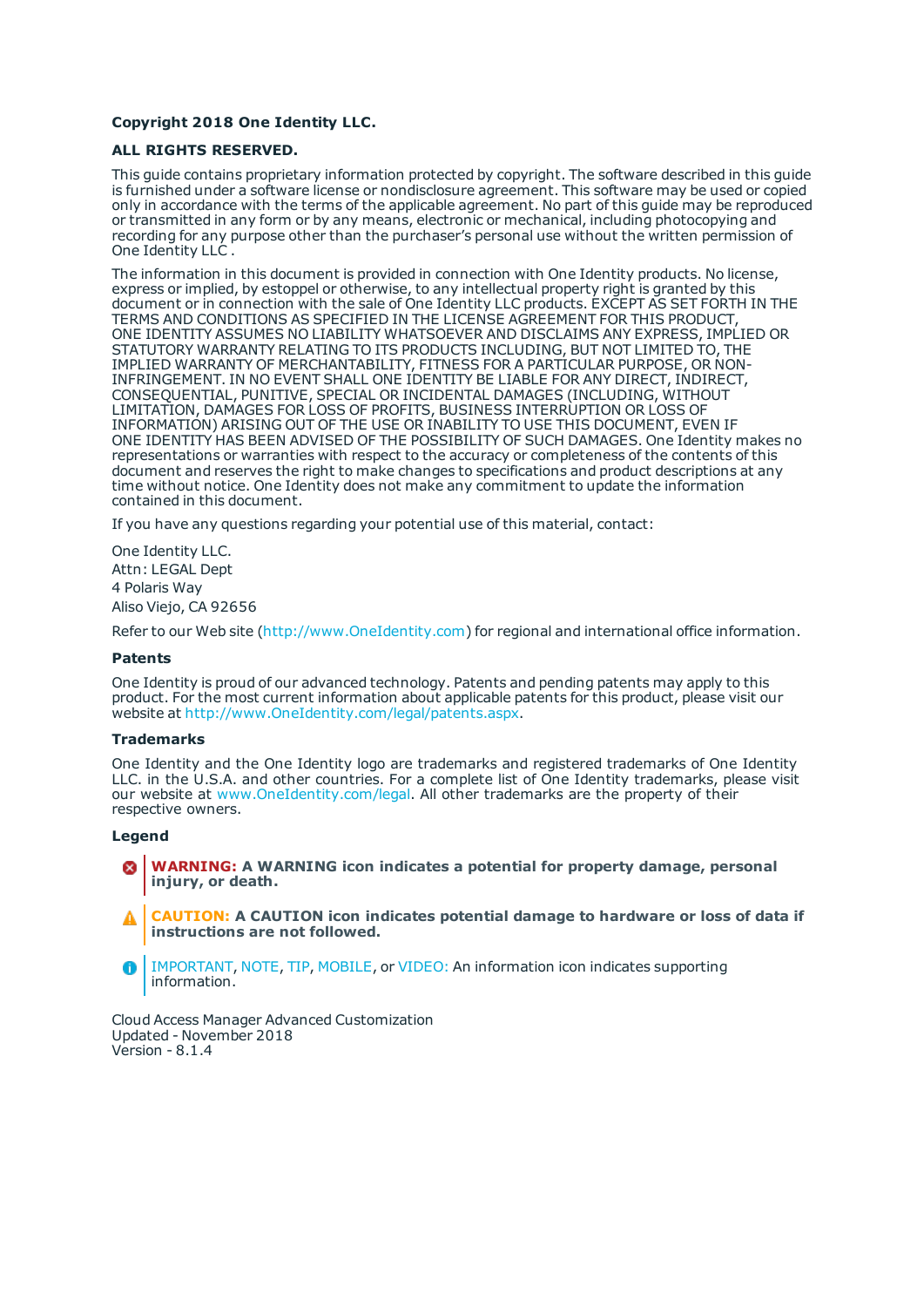**Copyright 2018 One Identity LLC.**

**ALL RIGHTS RESERVED.**

This guide contains proprietary information protected by copyright. The software described in this guide is furnished under a software license or nondisclosure agreement. This software may be used or copied only in accordance with the terms of the applicable agreement. No part of this guide may be reproduced or transmitted in any form or by any means, electronic or mechanical, including photocopying and recording for any purpose other than the purchaser's personal use without the written permission of One Identity LLC .

The information in this document is provided in connection with One Identity products. No license, express or implied, by estoppel or otherwise, to any intellectual property right is granted by this document or in connection with the sale of One Identity LLC products. EXCEPT AS SET FORTH IN THE TERMS AND CONDITIONS AS SPECIFIED IN THE LICENSE AGREEMENT FOR THIS PRODUCT, ONE IDENTITY ASSUMES NO LIABILITY WHATSOEVER AND DISCLAIMS ANY EXPRESS, IMPLIED OR STATUTORY WARRANTY RELATING TO ITS PRODUCTS INCLUDING, BUT NOT LIMITED TO, THE IMPLIED WARRANTY OF MERCHANTABILITY, FITNESS FOR A PARTICULAR PURPOSE, OR NON-INFRINGEMENT. IN NO EVENT SHALL ONE IDENTITY BE LIABLE FOR ANY DIRECT, INDIRECT, CONSEQUENTIAL, PUNITIVE, SPECIAL OR INCIDENTAL DAMAGES (INCLUDING, WITHOUT LIMITATION, DAMAGES FOR LOSS OF PROFITS, BUSINESS INTERRUPTION OR LOSS OF INFORMATION) ARISING OUT OF THE USE OR INABILITY TO USE THIS DOCUMENT, EVEN IF ONE IDENTITY HAS BEEN ADVISED OF THE POSSIBILITY OF SUCH DAMAGES. One Identity makes no representations or warranties with respect to the accuracy or completeness of the contents of this document and reserves the right to make changes to specifications and product descriptions at any time without notice. One Identity does not make any commitment to update the information contained in this document.

If you have any questions regarding your potential use of this material, contact:

One Identity LLC.
Attn: LEGAL Dept
4 Polaris Way
Aliso Viejo, CA 92656

Refer to our Web site (http://www.OneIdentity.com) for regional and international office information.

**Patents**

One Identity is proud of our advanced technology. Patents and pending patents may apply to this product. For the most current information about applicable patents for this product, please visit our website at http://www.OneIdentity.com/legal/patents.aspx.

**Trademarks**

One Identity and the One Identity logo are trademarks and registered trademarks of One Identity LLC. in the U.S.A. and other countries. For a complete list of One Identity trademarks, please visit our website at www.OneIdentity.com/legal. All other trademarks are the property of their respective owners.

**Legend**

**WARNING: A WARNING icon indicates a potential for property damage, personal injury, or death.**

**CAUTION: A CAUTION icon indicates potential damage to hardware or loss of data if instructions are not followed.**

IMPORTANT, NOTE, TIP, MOBILE, or VIDEO: An information icon indicates supporting information.

Cloud Access Manager Advanced Customization
Updated - November 2018
Version - 8.1.4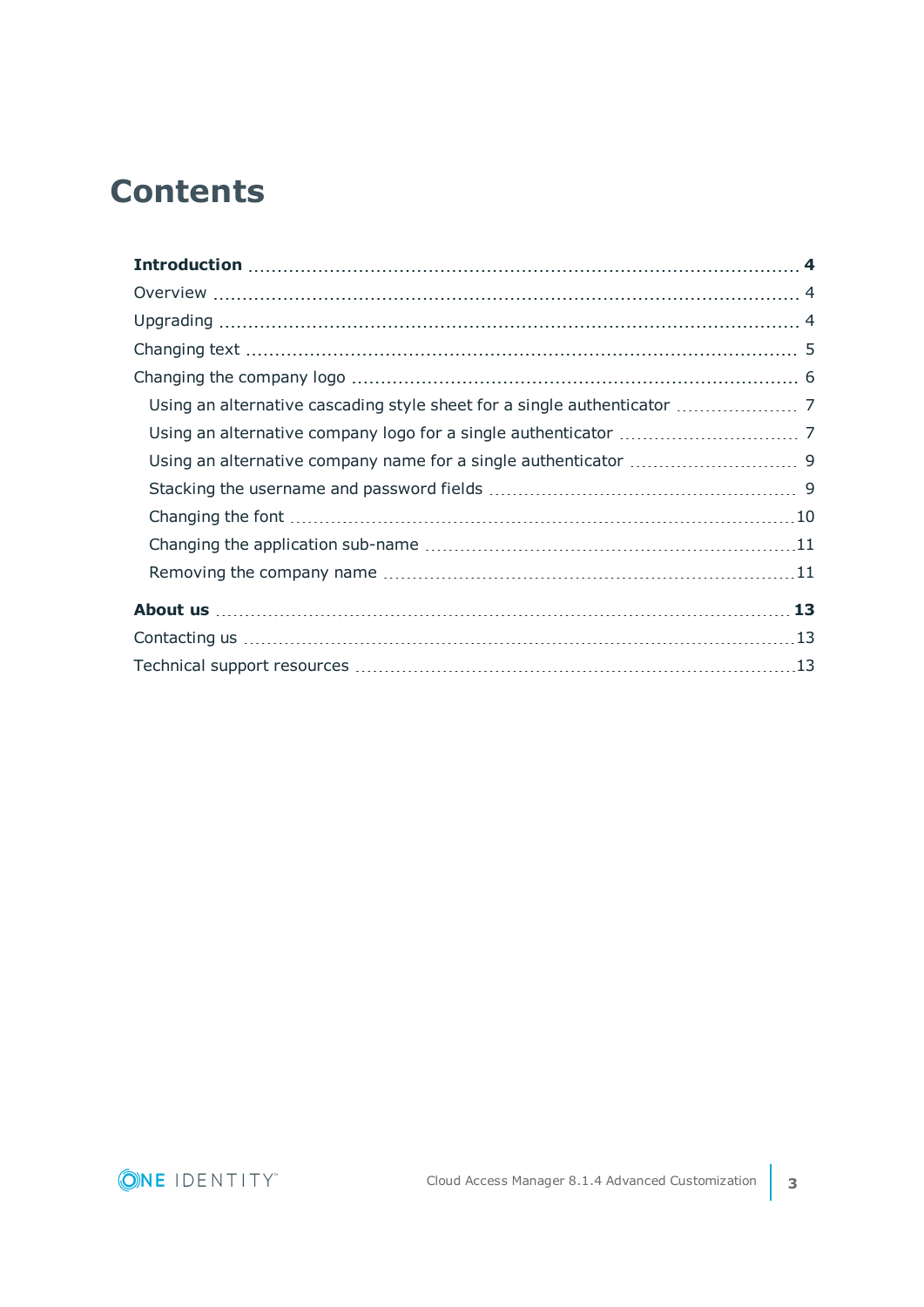# Contents

**Introduction** ... **4**

Overview ... 4

Upgrading ... 4

Changing text ... 5

Changing the company logo ... 6

- Using an alternative cascading style sheet for a single authenticator ... 7
- Using an alternative company logo for a single authenticator ... 7
- Using an alternative company name for a single authenticator ... 9
- Stacking the username and password fields ... 9
- Changing the font ... 10
- Changing the application sub-name ... 11
- Removing the company name ... 11

**About us** ... **13**

Contacting us ... 13

Technical support resources ... 13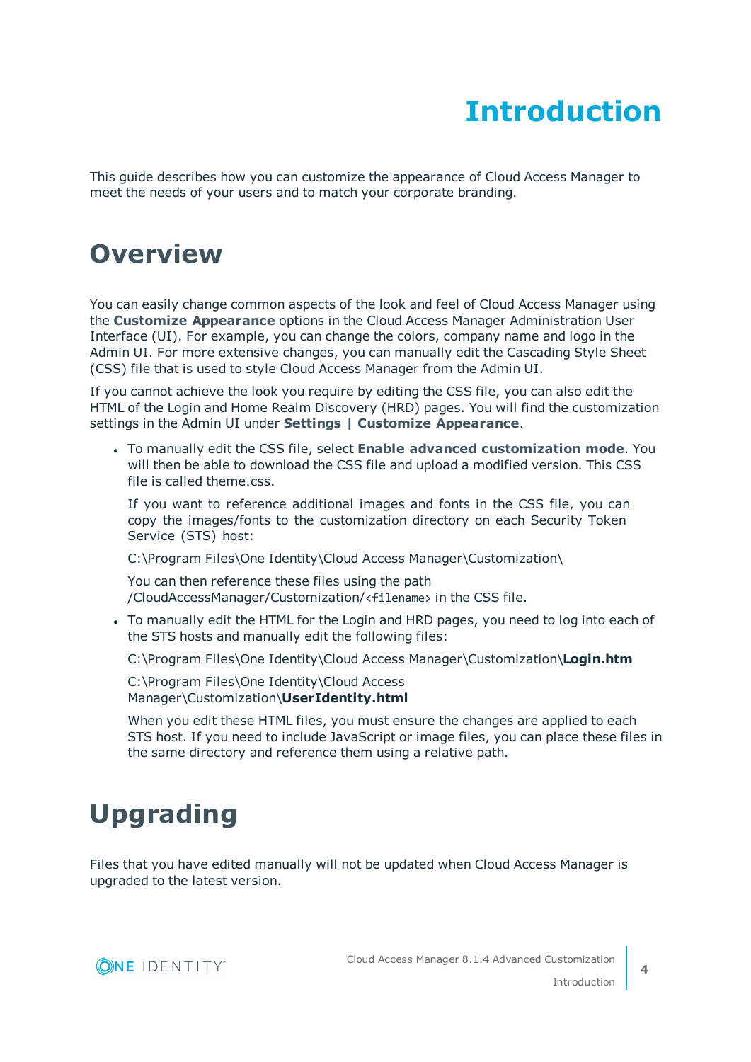# Introduction

This guide describes how you can customize the appearance of Cloud Access Manager to meet the needs of your users and to match your corporate branding.

## Overview

You can easily change common aspects of the look and feel of Cloud Access Manager using the **Customize Appearance** options in the Cloud Access Manager Administration User Interface (UI). For example, you can change the colors, company name and logo in the Admin UI. For more extensive changes, you can manually edit the Cascading Style Sheet (CSS) file that is used to style Cloud Access Manager from the Admin UI.

If you cannot achieve the look you require by editing the CSS file, you can also edit the HTML of the Login and Home Realm Discovery (HRD) pages. You will find the customization settings in the Admin UI under **Settings | Customize Appearance**.

- To manually edit the CSS file, select **Enable advanced customization mode**. You will then be able to download the CSS file and upload a modified version. This CSS file is called theme.css.

  If you want to reference additional images and fonts in the CSS file, you can copy the images/fonts to the customization directory on each Security Token Service (STS) host:

  C:\Program Files\One Identity\Cloud Access Manager\Customization\

  You can then reference these files using the path /CloudAccessManager/Customization/`<filename>` in the CSS file.

- To manually edit the HTML for the Login and HRD pages, you need to log into each of the STS hosts and manually edit the following files:

  C:\Program Files\One Identity\Cloud Access Manager\Customization\**Login.htm**

  C:\Program Files\One Identity\Cloud Access Manager\Customization\**UserIdentity.html**

  When you edit these HTML files, you must ensure the changes are applied to each STS host. If you need to include JavaScript or image files, you can place these files in the same directory and reference them using a relative path.

## Upgrading

Files that you have edited manually will not be updated when Cloud Access Manager is upgraded to the latest version.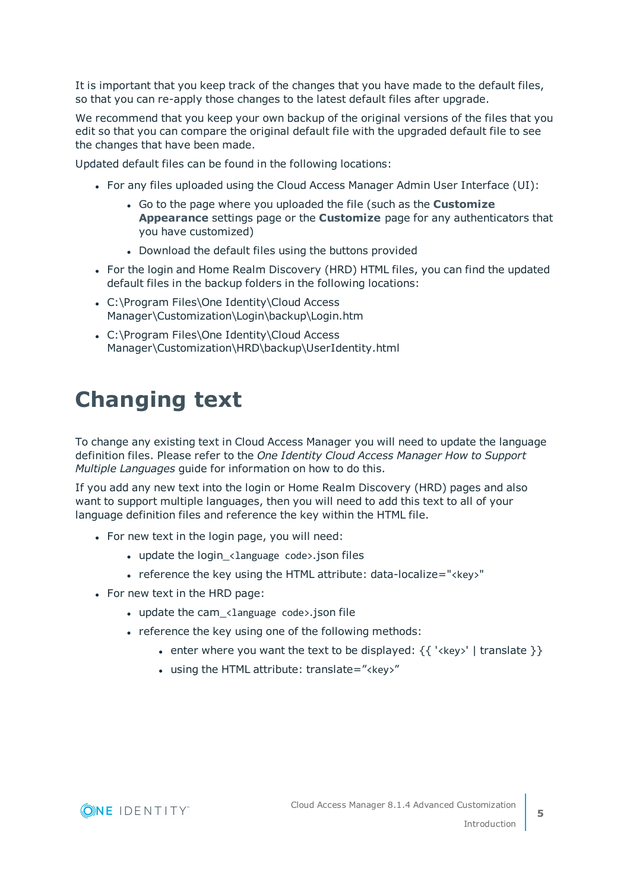It is important that you keep track of the changes that you have made to the default files, so that you can re-apply those changes to the latest default files after upgrade.

We recommend that you keep your own backup of the original versions of the files that you edit so that you can compare the original default file with the upgraded default file to see the changes that have been made.

Updated default files can be found in the following locations:

- For any files uploaded using the Cloud Access Manager Admin User Interface (UI):
  - Go to the page where you uploaded the file (such as the **Customize Appearance** settings page or the **Customize** page for any authenticators that you have customized)
  - Download the default files using the buttons provided
- For the login and Home Realm Discovery (HRD) HTML files, you can find the updated default files in the backup folders in the following locations:
- C:\Program Files\One Identity\Cloud Access Manager\Customization\Login\backup\Login.htm
- C:\Program Files\One Identity\Cloud Access Manager\Customization\HRD\backup\UserIdentity.html

# Changing text

To change any existing text in Cloud Access Manager you will need to update the language definition files. Please refer to the *One Identity Cloud Access Manager How to Support Multiple Languages* guide for information on how to do this.

If you add any new text into the login or Home Realm Discovery (HRD) pages and also want to support multiple languages, then you will need to add this text to all of your language definition files and reference the key within the HTML file.

- For new text in the login page, you will need:
  - update the login_`<language code>`.json files
  - reference the key using the HTML attribute: data-localize="`<key>`"
- For new text in the HRD page:
  - update the cam_`<language code>`.json file
  - reference the key using one of the following methods:
    - enter where you want the text to be displayed: {{ '`<key>`' | translate }}
    - using the HTML attribute: translate="`<key>`"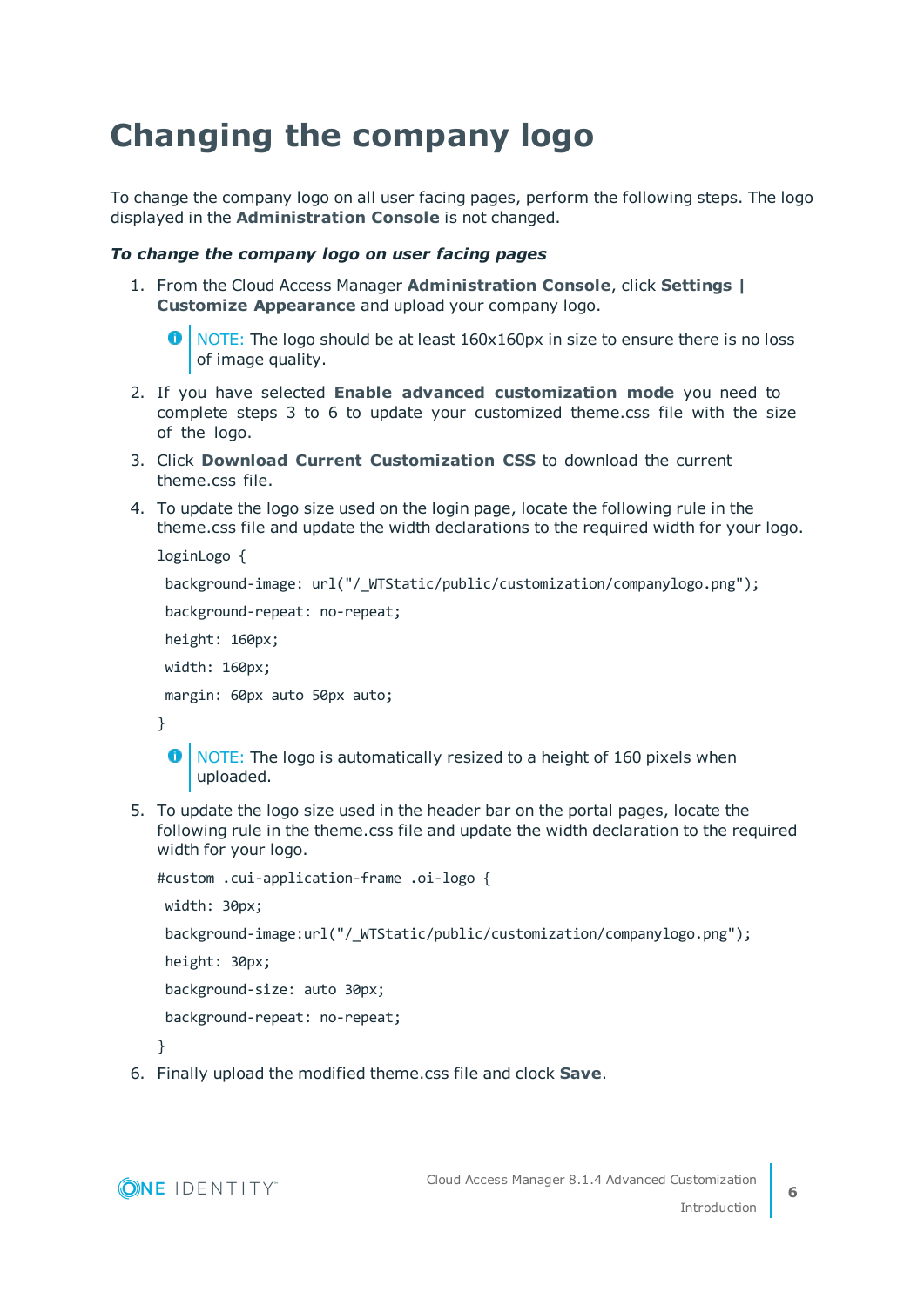# Changing the company logo

To change the company logo on all user facing pages, perform the following steps. The logo displayed in the **Administration Console** is not changed.

***To change the company logo on user facing pages***

1. From the Cloud Access Manager **Administration Console**, click **Settings | Customize Appearance** and upload your company logo.

   > NOTE: The logo should be at least 160x160px in size to ensure there is no loss of image quality.

2. If you have selected **Enable advanced customization mode** you need to complete steps 3 to 6 to update your customized theme.css file with the size of the logo.
3. Click **Download Current Customization CSS** to download the current theme.css file.
4. To update the logo size used on the login page, locate the following rule in the theme.css file and update the width declarations to the required width for your logo.

   ```
   loginLogo {
    background-image: url("/_WTStatic/public/customization/companylogo.png");
    background-repeat: no-repeat;
    height: 160px;
    width: 160px;
    margin: 60px auto 50px auto;
   }
   ```

   > NOTE: The logo is automatically resized to a height of 160 pixels when uploaded.

5. To update the logo size used in the header bar on the portal pages, locate the following rule in the theme.css file and update the width declaration to the required width for your logo.

   ```
   #custom .cui-application-frame .oi-logo {
    width: 30px;
    background-image:url("/_WTStatic/public/customization/companylogo.png");
    height: 30px;
    background-size: auto 30px;
    background-repeat: no-repeat;
   }
   ```

6. Finally upload the modified theme.css file and clock **Save**.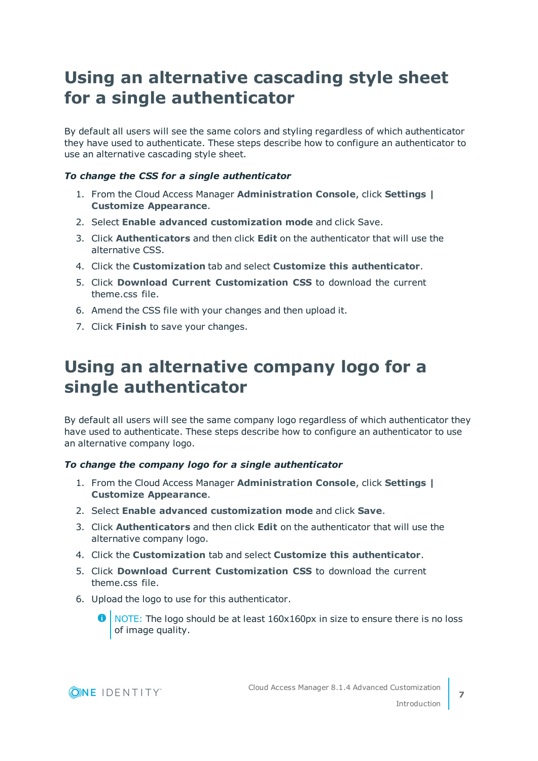# Using an alternative cascading style sheet for a single authenticator

By default all users will see the same colors and styling regardless of which authenticator they have used to authenticate. These steps describe how to configure an authenticator to use an alternative cascading style sheet.

***To change the CSS for a single authenticator***

1. From the Cloud Access Manager **Administration Console**, click **Settings | Customize Appearance**.
2. Select **Enable advanced customization mode** and click Save.
3. Click **Authenticators** and then click **Edit** on the authenticator that will use the alternative CSS.
4. Click the **Customization** tab and select **Customize this authenticator**.
5. Click **Download Current Customization CSS** to download the current theme.css file.
6. Amend the CSS file with your changes and then upload it.
7. Click **Finish** to save your changes.

# Using an alternative company logo for a single authenticator

By default all users will see the same company logo regardless of which authenticator they have used to authenticate. These steps describe how to configure an authenticator to use an alternative company logo.

***To change the company logo for a single authenticator***

1. From the Cloud Access Manager **Administration Console**, click **Settings | Customize Appearance**.
2. Select **Enable advanced customization mode** and click **Save**.
3. Click **Authenticators** and then click **Edit** on the authenticator that will use the alternative company logo.
4. Click the **Customization** tab and select **Customize this authenticator**.
5. Click **Download Current Customization CSS** to download the current theme.css file.
6. Upload the logo to use for this authenticator.

   NOTE: The logo should be at least 160x160px in size to ensure there is no loss of image quality.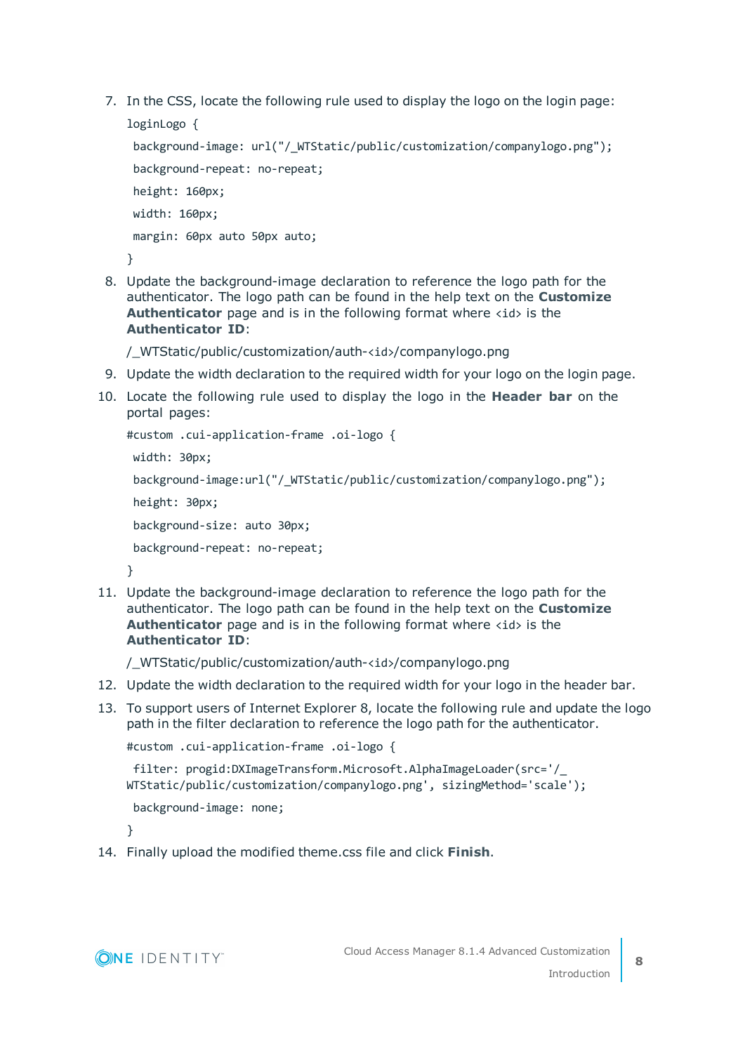7. In the CSS, locate the following rule used to display the logo on the login page:

   ```
   loginLogo {
    background-image: url("/_WTStatic/public/customization/companylogo.png");
    background-repeat: no-repeat;
    height: 160px;
    width: 160px;
    margin: 60px auto 50px auto;
   }
   ```

8. Update the background-image declaration to reference the logo path for the authenticator. The logo path can be found in the help text on the **Customize Authenticator** page and is in the following format where `<id>` is the **Authenticator ID**:

   /_WTStatic/public/customization/auth-`<id>`/companylogo.png

9. Update the width declaration to the required width for your logo on the login page.

10. Locate the following rule used to display the logo in the **Header bar** on the portal pages:

    ```
    #custom .cui-application-frame .oi-logo {
     width: 30px;
     background-image:url("/_WTStatic/public/customization/companylogo.png");
     height: 30px;
     background-size: auto 30px;
     background-repeat: no-repeat;
    }
    ```

11. Update the background-image declaration to reference the logo path for the authenticator. The logo path can be found in the help text on the **Customize Authenticator** page and is in the following format where `<id>` is the **Authenticator ID**:

    /_WTStatic/public/customization/auth-`<id>`/companylogo.png

12. Update the width declaration to the required width for your logo in the header bar.

13. To support users of Internet Explorer 8, locate the following rule and update the logo path in the filter declaration to reference the logo path for the authenticator.

    ```
    #custom .cui-application-frame .oi-logo {
     filter: progid:DXImageTransform.Microsoft.AlphaImageLoader(src='/_
    WTStatic/public/customization/companylogo.png', sizingMethod='scale');
     background-image: none;
    }
    ```

14. Finally upload the modified theme.css file and click **Finish**.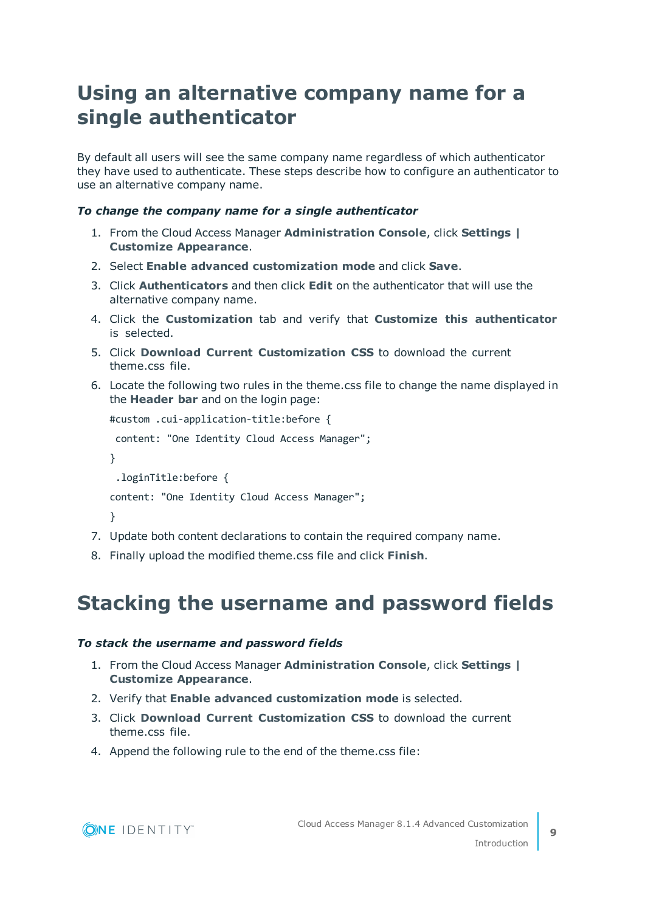# Using an alternative company name for a single authenticator

By default all users will see the same company name regardless of which authenticator they have used to authenticate. These steps describe how to configure an authenticator to use an alternative company name.

***To change the company name for a single authenticator***

1. From the Cloud Access Manager **Administration Console**, click **Settings | Customize Appearance**.
2. Select **Enable advanced customization mode** and click **Save**.
3. Click **Authenticators** and then click **Edit** on the authenticator that will use the alternative company name.
4. Click the **Customization** tab and verify that **Customize this authenticator** is selected.
5. Click **Download Current Customization CSS** to download the current theme.css file.
6. Locate the following two rules in the theme.css file to change the name displayed in the **Header bar** and on the login page:

   ```
   #custom .cui-application-title:before {
    content: "One Identity Cloud Access Manager";
   }
    .loginTitle:before {
   content: "One Identity Cloud Access Manager";
   }
   ```

7. Update both content declarations to contain the required company name.
8. Finally upload the modified theme.css file and click **Finish**.

# Stacking the username and password fields

***To stack the username and password fields***

1. From the Cloud Access Manager **Administration Console**, click **Settings | Customize Appearance**.
2. Verify that **Enable advanced customization mode** is selected.
3. Click **Download Current Customization CSS** to download the current theme.css file.
4. Append the following rule to the end of the theme.css file: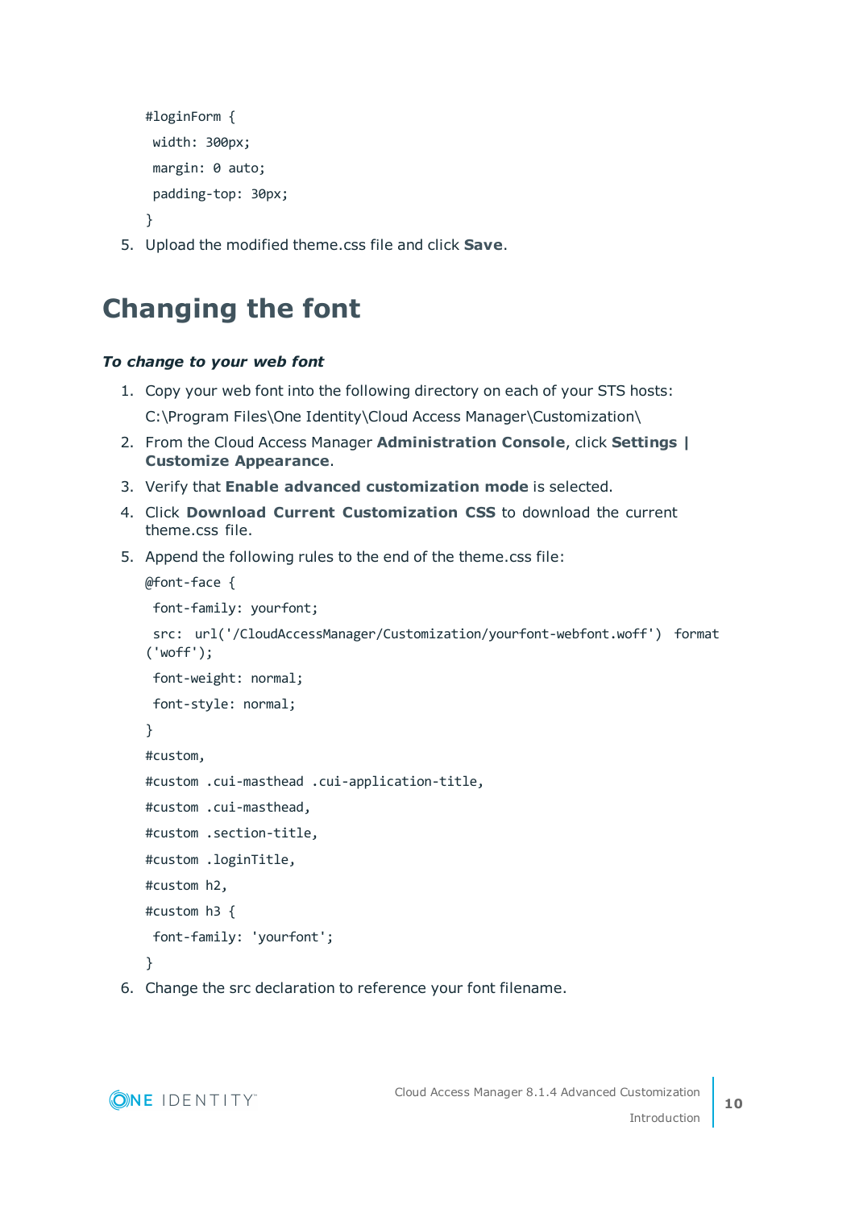```
#loginForm {
 width: 300px;
 margin: 0 auto;
 padding-top: 30px;
}
```

5. Upload the modified theme.css file and click **Save**.

# Changing the font

***To change to your web font***

1. Copy your web font into the following directory on each of your STS hosts:

   C:\Program Files\One Identity\Cloud Access Manager\Customization\

2. From the Cloud Access Manager **Administration Console**, click **Settings | Customize Appearance**.
3. Verify that **Enable advanced customization mode** is selected.
4. Click **Download Current Customization CSS** to download the current theme.css file.
5. Append the following rules to the end of the theme.css file:

```
@font-face {
 font-family: yourfont;
 src: url('/CloudAccessManager/Customization/yourfont-webfont.woff') format
('woff');
 font-weight: normal;
 font-style: normal;
}
#custom,
#custom .cui-masthead .cui-application-title,
#custom .cui-masthead,
#custom .section-title,
#custom .loginTitle,
#custom h2,
#custom h3 {
 font-family: 'yourfont';
}
```

6. Change the src declaration to reference your font filename.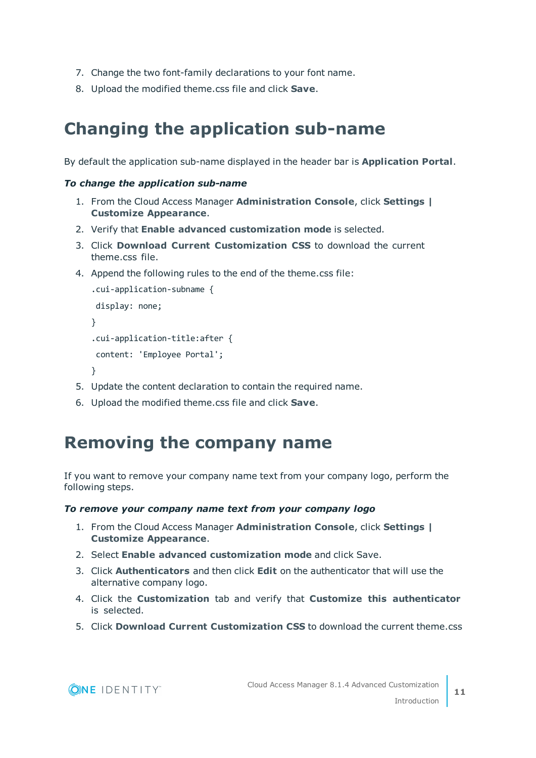7. Change the two font-family declarations to your font name.
8. Upload the modified theme.css file and click **Save**.

## Changing the application sub-name

By default the application sub-name displayed in the header bar is **Application Portal**.

***To change the application sub-name***

1. From the Cloud Access Manager **Administration Console**, click **Settings | Customize Appearance**.
2. Verify that **Enable advanced customization mode** is selected.
3. Click **Download Current Customization CSS** to download the current theme.css file.
4. Append the following rules to the end of the theme.css file:

   ```
   .cui-application-subname {
    display: none;
   }
   .cui-application-title:after {
    content: 'Employee Portal';
   }
   ```

5. Update the content declaration to contain the required name.
6. Upload the modified theme.css file and click **Save**.

## Removing the company name

If you want to remove your company name text from your company logo, perform the following steps.

***To remove your company name text from your company logo***

1. From the Cloud Access Manager **Administration Console**, click **Settings | Customize Appearance**.
2. Select **Enable advanced customization mode** and click Save.
3. Click **Authenticators** and then click **Edit** on the authenticator that will use the alternative company logo.
4. Click the **Customization** tab and verify that **Customize this authenticator** is selected.
5. Click **Download Current Customization CSS** to download the current theme.css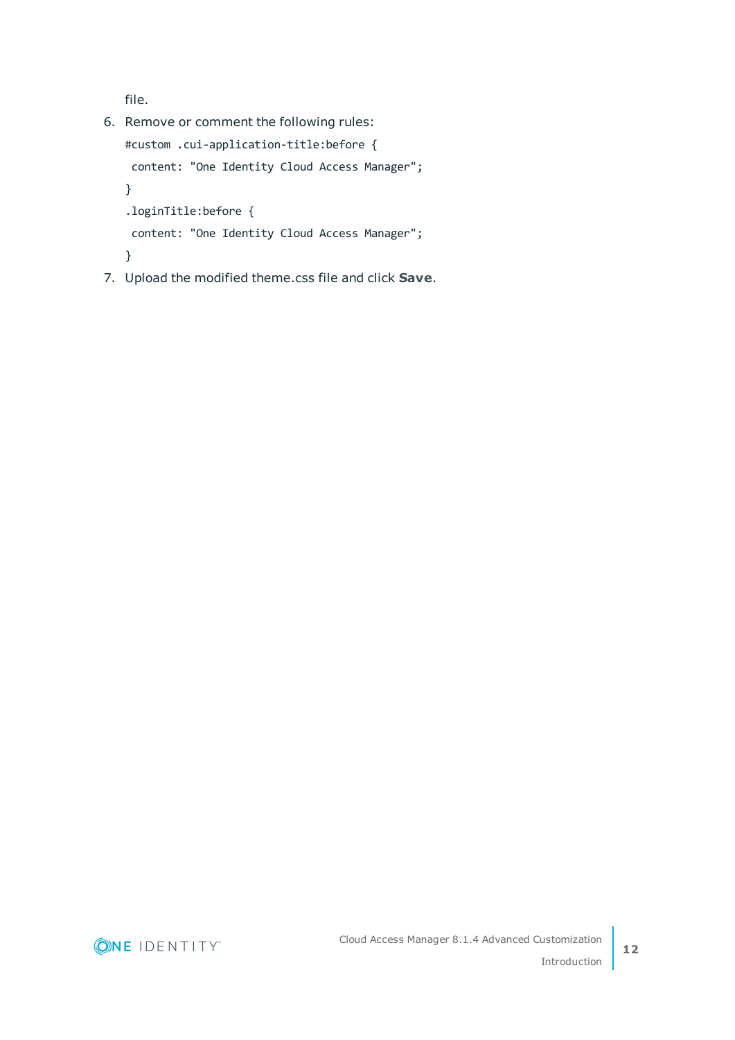file.

6. Remove or comment the following rules:

```
#custom .cui-application-title:before {
 content: "One Identity Cloud Access Manager";
}
.loginTitle:before {
 content: "One Identity Cloud Access Manager";
}
```

7. Upload the modified theme.css file and click **Save**.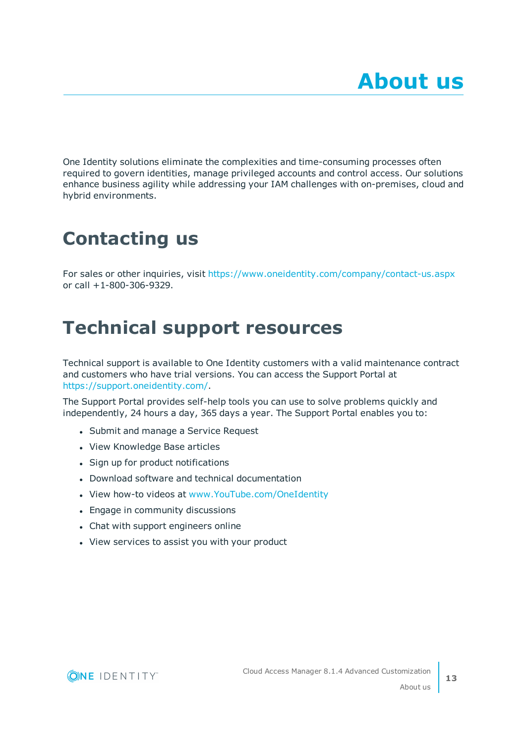# About us

One Identity solutions eliminate the complexities and time-consuming processes often required to govern identities, manage privileged accounts and control access. Our solutions enhance business agility while addressing your IAM challenges with on-premises, cloud and hybrid environments.

## Contacting us

For sales or other inquiries, visit https://www.oneidentity.com/company/contact-us.aspx or call +1-800-306-9329.

## Technical support resources

Technical support is available to One Identity customers with a valid maintenance contract and customers who have trial versions. You can access the Support Portal at https://support.oneidentity.com/.

The Support Portal provides self-help tools you can use to solve problems quickly and independently, 24 hours a day, 365 days a year. The Support Portal enables you to:

- Submit and manage a Service Request
- View Knowledge Base articles
- Sign up for product notifications
- Download software and technical documentation
- View how-to videos at www.YouTube.com/OneIdentity
- Engage in community discussions
- Chat with support engineers online
- View services to assist you with your product